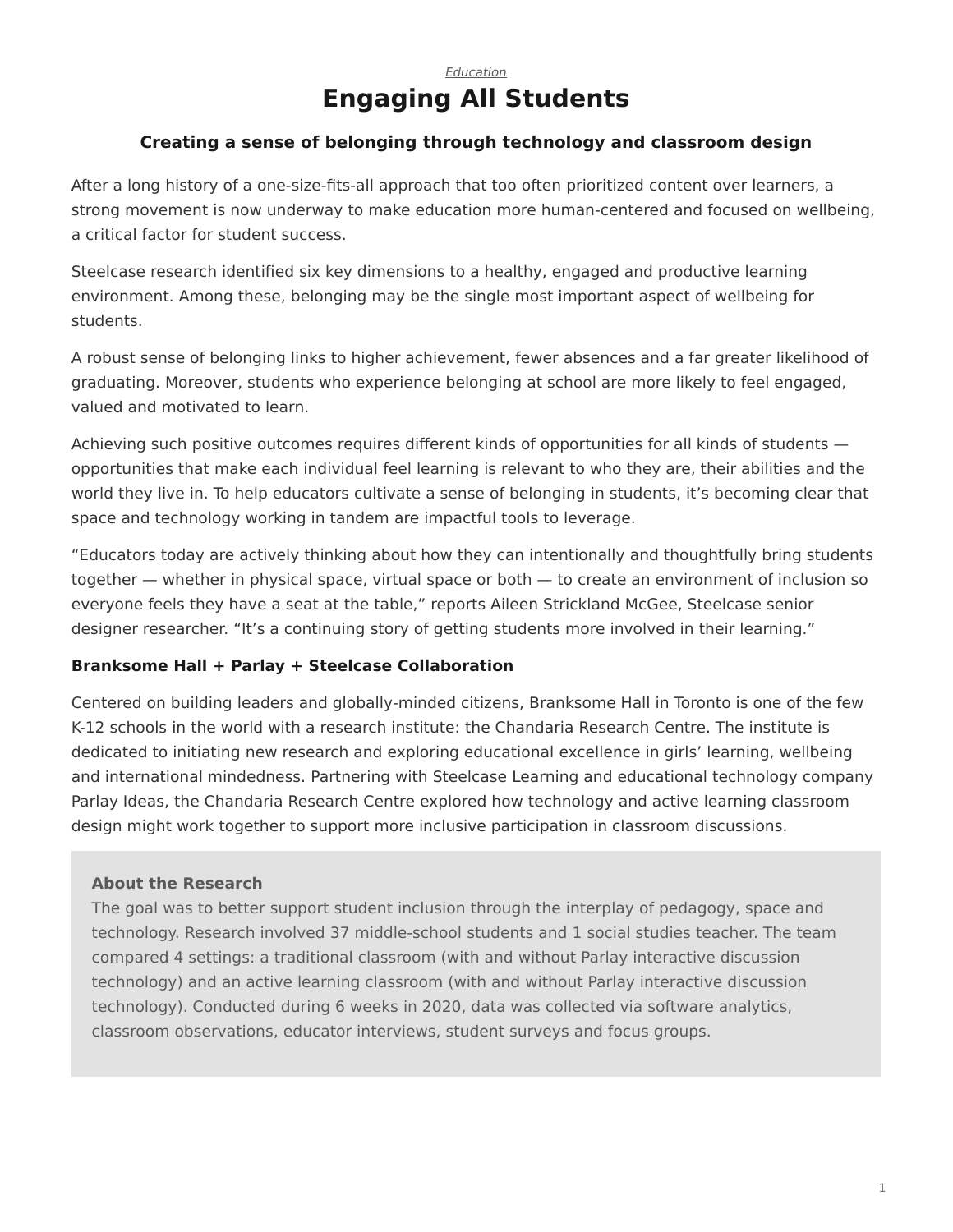*Education*

# Engaging All Students

### Creating a sense of belonging through technology and classroom design

After a long history of a one-size-fits-all approach that too often prioritized content over learners, a strong movement is now underway to make education more human-centered and focused on wellbeing, a critical factor for student success.

Steelcase research identified six key dimensions to a healthy, engaged and productive learning environment. Among these, belonging may be the single most important aspect of wellbeing for students.

A robust sense of belonging links to higher achievement, fewer absences and a far greater likelihood of graduating. Moreover, students who experience belonging at school are more likely to feel engaged, valued and motivated to learn.

Achieving such positive outcomes requires different kinds of opportunities for all kinds of students — opportunities that make each individual feel learning is relevant to who they are, their abilities and the world they live in. To help educators cultivate a sense of belonging in students, it's becoming clear that space and technology working in tandem are impactful tools to leverage.

"Educators today are actively thinking about how they can intentionally and thoughtfully bring students together — whether in physical space, virtual space or both — to create an environment of inclusion so everyone feels they have a seat at the table," reports Aileen Strickland McGee, Steelcase senior designer researcher. "It's a continuing story of getting students more involved in their learning."

**Branksome Hall + Parlay + Steelcase Collaboration**

Centered on building leaders and globally-minded citizens, Branksome Hall in Toronto is one of the few K-12 schools in the world with a research institute: the Chandaria Research Centre. The institute is dedicated to initiating new research and exploring educational excellence in girls' learning, wellbeing and international mindedness. Partnering with Steelcase Learning and educational technology company Parlay Ideas, the Chandaria Research Centre explored how technology and active learning classroom design might work together to support more inclusive participation in classroom discussions.

**About the Research**

The goal was to better support student inclusion through the interplay of pedagogy, space and technology. Research involved 37 middle-school students and 1 social studies teacher. The team compared 4 settings: a traditional classroom (with and without Parlay interactive discussion technology) and an active learning classroom (with and without Parlay interactive discussion technology). Conducted during 6 weeks in 2020, data was collected via software analytics, classroom observations, educator interviews, student surveys and focus groups.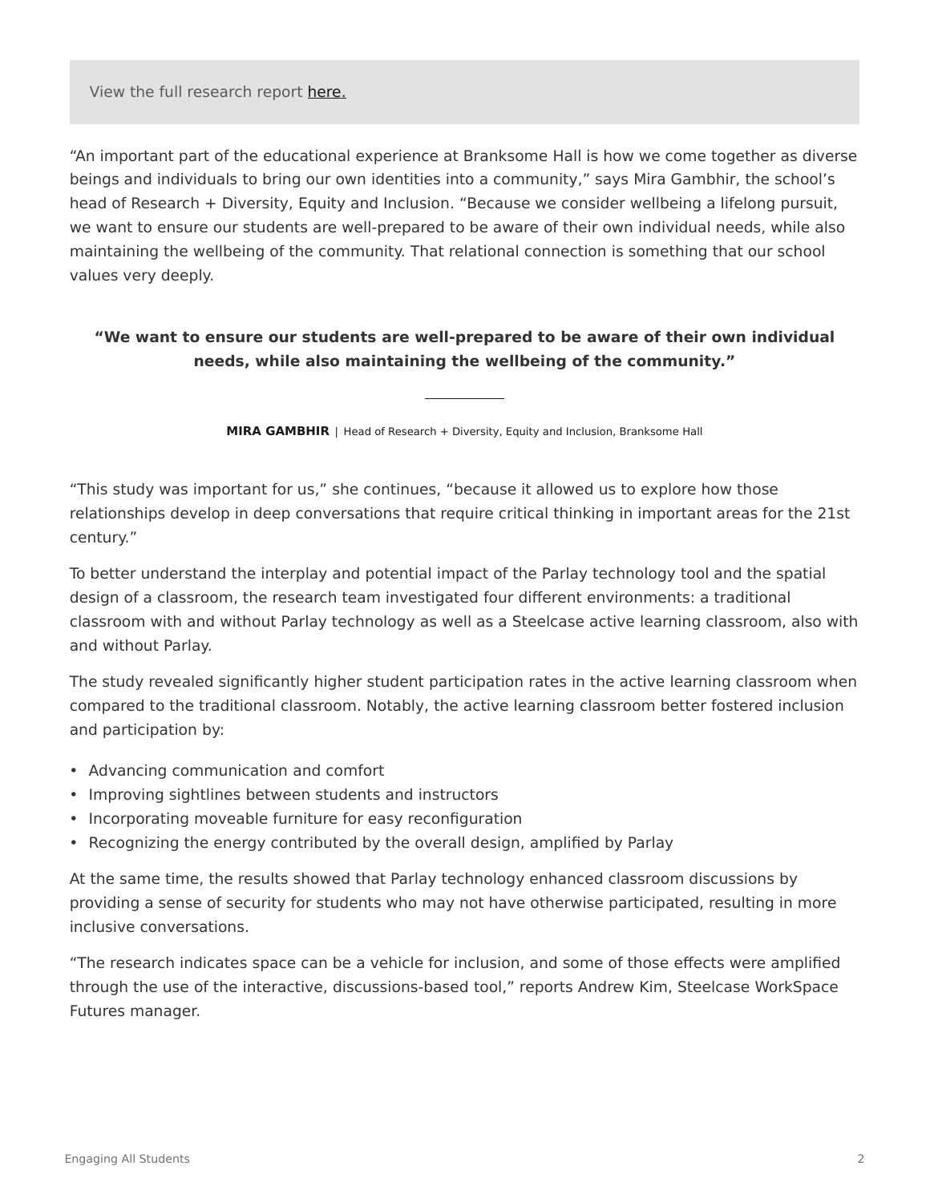View the full research report here.

"An important part of the educational experience at Branksome Hall is how we come together as diverse beings and individuals to bring our own identities into a community," says Mira Gambhir, the school's head of Research + Diversity, Equity and Inclusion. "Because we consider wellbeing a lifelong pursuit, we want to ensure our students are well-prepared to be aware of their own individual needs, while also maintaining the wellbeing of the community. That relational connection is something that our school values very deeply.

> **"We want to ensure our students are well-prepared to be aware of their own individual needs, while also maintaining the wellbeing of the community."**
>
> **MIRA GAMBHIR** | Head of Research + Diversity, Equity and Inclusion, Branksome Hall

"This study was important for us," she continues, "because it allowed us to explore how those relationships develop in deep conversations that require critical thinking in important areas for the 21st century."

To better understand the interplay and potential impact of the Parlay technology tool and the spatial design of a classroom, the research team investigated four different environments: a traditional classroom with and without Parlay technology as well as a Steelcase active learning classroom, also with and without Parlay.

The study revealed significantly higher student participation rates in the active learning classroom when compared to the traditional classroom. Notably, the active learning classroom better fostered inclusion and participation by:

- Advancing communication and comfort
- Improving sightlines between students and instructors
- Incorporating moveable furniture for easy reconfiguration
- Recognizing the energy contributed by the overall design, amplified by Parlay

At the same time, the results showed that Parlay technology enhanced classroom discussions by providing a sense of security for students who may not have otherwise participated, resulting in more inclusive conversations.

"The research indicates space can be a vehicle for inclusion, and some of those effects were amplified through the use of the interactive, discussions-based tool," reports Andrew Kim, Steelcase WorkSpace Futures manager.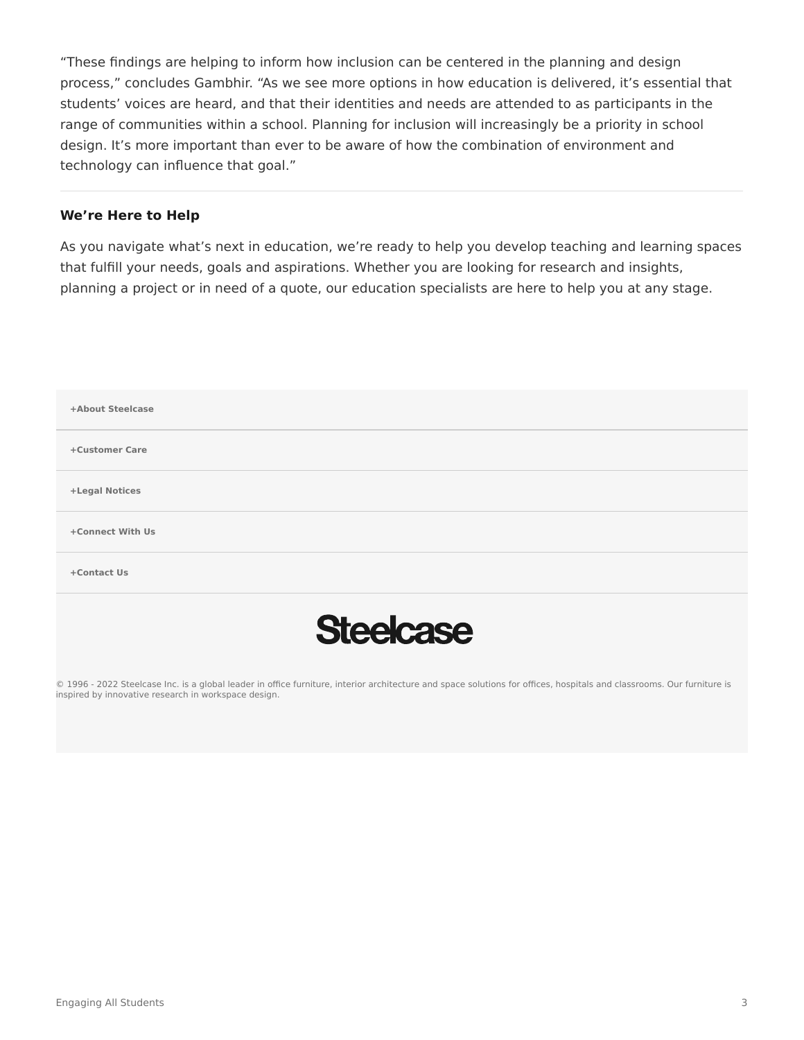"These findings are helping to inform how inclusion can be centered in the planning and design process," concludes Gambhir. "As we see more options in how education is delivered, it's essential that students' voices are heard, and that their identities and needs are attended to as participants in the range of communities within a school. Planning for inclusion will increasingly be a priority in school design. It's more important than ever to be aware of how the combination of environment and technology can influence that goal."

---

**We're Here to Help**

As you navigate what's next in education, we're ready to help you develop teaching and learning spaces that fulfill your needs, goals and aspirations. Whether you are looking for research and insights, planning a project or in need of a quote, our education specialists are here to help you at any stage.

**+About Steelcase**

**+Customer Care**

**+Legal Notices**

**+Connect With Us**

**+Contact Us**

Steelcase

© 1996 - 2022 Steelcase Inc. is a global leader in office furniture, interior architecture and space solutions for offices, hospitals and classrooms. Our furniture is inspired by innovative research in workspace design.